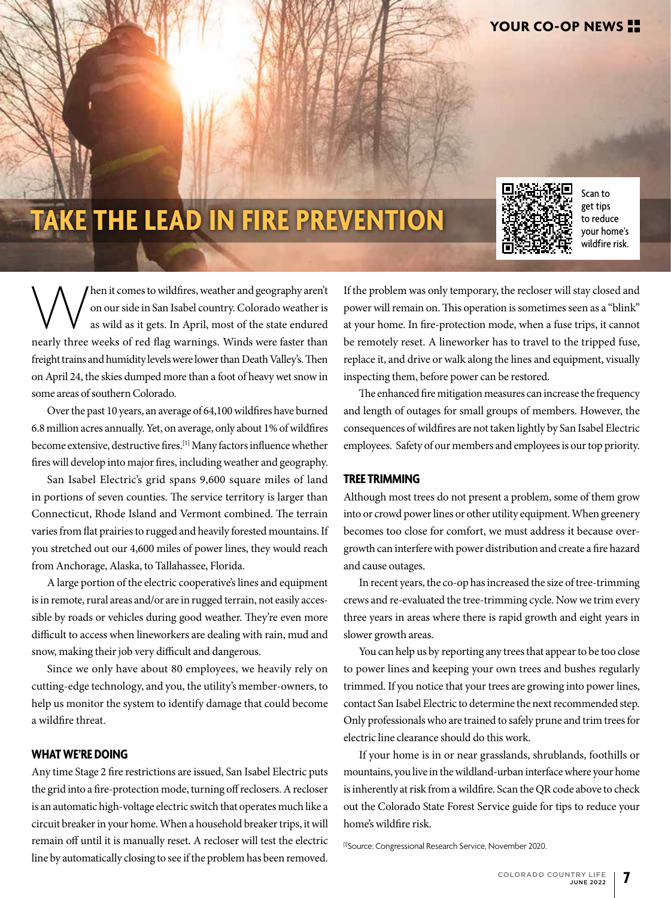# TAKE THE LEAD IN FIRE PREVENTION

Scan to get tips to reduce your home's wildfire risk.

When it comes to wildfires, weather and geography aren't on our side in San Isabel country. Colorado weather is as wild as it gets. In April, most of the state endured nearly three weeks of red flag warnings. Winds were faster than freight trains and humidity levels were lower than Death Valley's. Then on April 24, the skies dumped more than a foot of heavy wet snow in some areas of southern Colorado.

Over the past 10 years, an average of 64,100 wildfires have burned 6.8 million acres annually. Yet, on average, only about 1% of wildfires become extensive, destructive fires.[1] Many factors influence whether fires will develop into major fires, including weather and geography.

San Isabel Electric's grid spans 9,600 square miles of land in portions of seven counties. The service territory is larger than Connecticut, Rhode Island and Vermont combined. The terrain varies from flat prairies to rugged and heavily forested mountains. If you stretched out our 4,600 miles of power lines, they would reach from Anchorage, Alaska, to Tallahassee, Florida.

A large portion of the electric cooperative's lines and equipment is in remote, rural areas and/or are in rugged terrain, not easily accessible by roads or vehicles during good weather. They're even more difficult to access when lineworkers are dealing with rain, mud and snow, making their job very difficult and dangerous.

Since we only have about 80 employees, we heavily rely on cutting-edge technology, and you, the utility's member-owners, to help us monitor the system to identify damage that could become a wildfire threat.

### WHAT WE'RE DOING

Any time Stage 2 fire restrictions are issued, San Isabel Electric puts the grid into a fire-protection mode, turning off reclosers. A recloser is an automatic high-voltage electric switch that operates much like a circuit breaker in your home. When a household breaker trips, it will remain off until it is manually reset. A recloser will test the electric line by automatically closing to see if the problem has been removed. If the problem was only temporary, the recloser will stay closed and power will remain on. This operation is sometimes seen as a "blink" at your home. In fire-protection mode, when a fuse trips, it cannot be remotely reset. A lineworker has to travel to the tripped fuse, replace it, and drive or walk along the lines and equipment, visually inspecting them, before power can be restored.

The enhanced fire mitigation measures can increase the frequency and length of outages for small groups of members. However, the consequences of wildfires are not taken lightly by San Isabel Electric employees. Safety of our members and employees is our top priority.

### TREE TRIMMING

Although most trees do not present a problem, some of them grow into or crowd power lines or other utility equipment. When greenery becomes too close for comfort, we must address it because overgrowth can interfere with power distribution and create a fire hazard and cause outages.

In recent years, the co-op has increased the size of tree-trimming crews and re-evaluated the tree-trimming cycle. Now we trim every three years in areas where there is rapid growth and eight years in slower growth areas.

You can help us by reporting any trees that appear to be too close to power lines and keeping your own trees and bushes regularly trimmed. If you notice that your trees are growing into power lines, contact San Isabel Electric to determine the next recommended step. Only professionals who are trained to safely prune and trim trees for electric line clearance should do this work.

If your home is in or near grasslands, shrublands, foothills or mountains, you live in the wildland-urban interface where your home is inherently at risk from a wildfire. Scan the QR code above to check out the Colorado State Forest Service guide for tips to reduce your home's wildfire risk.

[1]Source: Congressional Research Service, November 2020.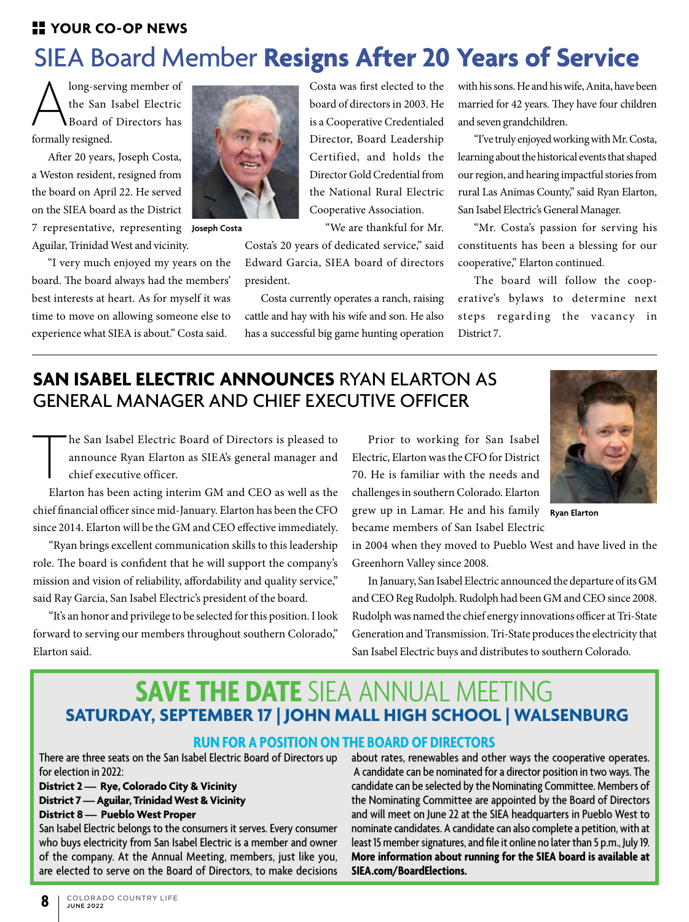**YOUR CO-OP NEWS**

# SIEA Board Member **Resigns After 20 Years of Service**

A long-serving member of the San Isabel Electric Board of Directors has formally resigned.

After 20 years, Joseph Costa, a Weston resident, resigned from the board on April 22. He served on the SIEA board as the District 7 representative, representing Aguilar, Trinidad West and vicinity.

Joseph Costa

"I very much enjoyed my years on the board. The board always had the members' best interests at heart. As for myself it was time to move on allowing someone else to experience what SIEA is about." Costa said.

Costa was first elected to the board of directors in 2003. He is a Cooperative Credentialed Director, Board Leadership Certified, and holds the Director Gold Credential from the National Rural Electric Cooperative Association.

"We are thankful for Mr. Costa's 20 years of dedicated service," said Edward Garcia, SIEA board of directors president.

Costa currently operates a ranch, raising cattle and hay with his wife and son. He also has a successful big game hunting operation with his sons. He and his wife, Anita, have been married for 42 years. They have four children and seven grandchildren.

"I've truly enjoyed working with Mr. Costa, learning about the historical events that shaped our region, and hearing impactful stories from rural Las Animas County," said Ryan Elarton, San Isabel Electric's General Manager.

"Mr. Costa's passion for serving his constituents has been a blessing for our cooperative," Elarton continued.

The board will follow the cooperative's bylaws to determine next steps regarding the vacancy in District 7.

## SAN ISABEL ELECTRIC ANNOUNCES RYAN ELARTON AS GENERAL MANAGER AND CHIEF EXECUTIVE OFFICER

The San Isabel Electric Board of Directors is pleased to announce Ryan Elarton as SIEA's general manager and chief executive officer.

Elarton has been acting interim GM and CEO as well as the chief financial officer since mid-January. Elarton has been the CFO since 2014. Elarton will be the GM and CEO effective immediately.

"Ryan brings excellent communication skills to this leadership role. The board is confident that he will support the company's mission and vision of reliability, affordability and quality service," said Ray Garcia, San Isabel Electric's president of the board.

"It's an honor and privilege to be selected for this position. I look forward to serving our members throughout southern Colorado," Elarton said.

Prior to working for San Isabel Electric, Elarton was the CFO for District 70. He is familiar with the needs and challenges in southern Colorado. Elarton grew up in Lamar. He and his family became members of San Isabel Electric in 2004 when they moved to Pueblo West and have lived in the Greenhorn Valley since 2008.

Ryan Elarton

In January, San Isabel Electric announced the departure of its GM and CEO Reg Rudolph. Rudolph had been GM and CEO since 2008. Rudolph was named the chief energy innovations officer at Tri-State Generation and Transmission. Tri-State produces the electricity that San Isabel Electric buys and distributes to southern Colorado.

## SAVE THE DATE SIEA ANNUAL MEETING

### SATURDAY, SEPTEMBER 17 | JOHN MALL HIGH SCHOOL | WALSENBURG

#### RUN FOR A POSITION ON THE BOARD OF DIRECTORS

There are three seats on the San Isabel Electric Board of Directors up for election in 2022:

**District 2 — Rye, Colorado City & Vicinity**
**District 7 — Aguilar, Trinidad West & Vicinity**
**District 8 — Pueblo West Proper**

San Isabel Electric belongs to the consumers it serves. Every consumer who buys electricity from San Isabel Electric is a member and owner of the company. At the Annual Meeting, members, just like you, are elected to serve on the Board of Directors, to make decisions about rates, renewables and other ways the cooperative operates.

A candidate can be nominated for a director position in two ways. The candidate can be selected by the Nominating Committee. Members of the Nominating Committee are appointed by the Board of Directors and will meet on June 22 at the SIEA headquarters in Pueblo West to nominate candidates. A candidate can also complete a petition, with at least 15 member signatures, and file it online no later than 5 p.m., July 19. **More information about running for the SIEA board is available at SIEA.com/BoardElections.**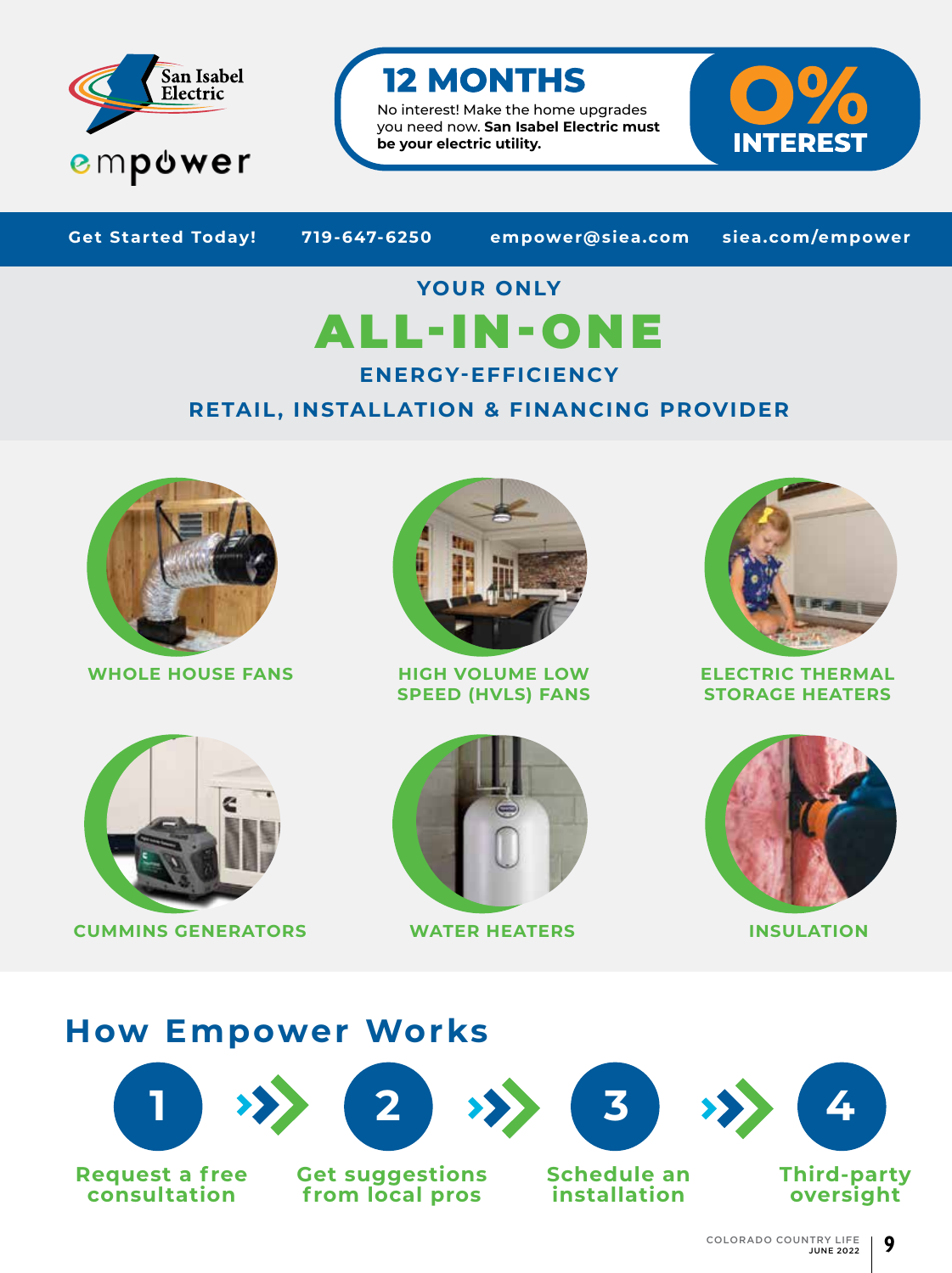San Isabel Electric

empower

## 12 MONTHS

No interest! Make the home upgrades you need now. **San Isabel Electric must be your electric utility.**

**0% INTEREST**

**Get Started Today!** 719-647-6250 empower@siea.com siea.com/empower

### YOUR ONLY

# ALL-IN-ONE

### ENERGY-EFFICIENCY RETAIL, INSTALLATION & FINANCING PROVIDER

- WHOLE HOUSE FANS
- HIGH VOLUME LOW SPEED (HVLS) FANS
- ELECTRIC THERMAL STORAGE HEATERS
- CUMMINS GENERATORS
- WATER HEATERS
- INSULATION

## How Empower Works

1. Request a free consultation
2. Get suggestions from local pros
3. Schedule an installation
4. Third-party oversight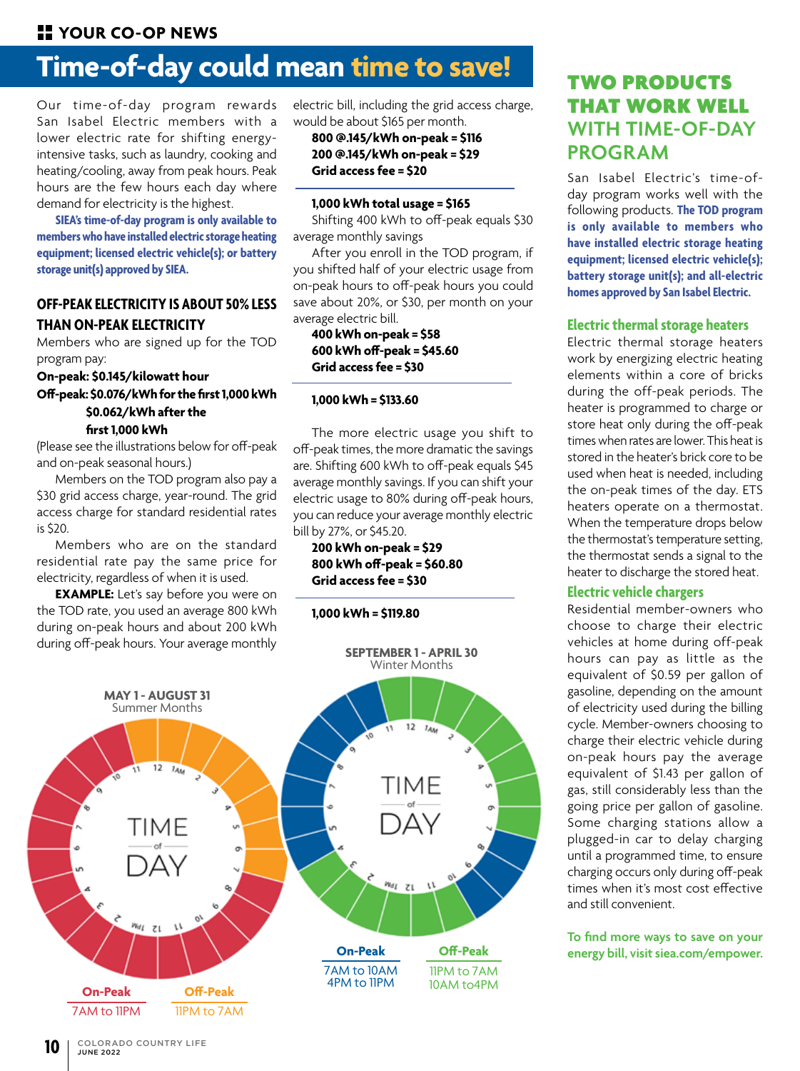## YOUR CO-OP NEWS

# Time-of-day could mean time to save!

Our time-of-day program rewards San Isabel Electric members with a lower electric rate for shifting energy-intensive tasks, such as laundry, cooking and heating/cooling, away from peak hours. Peak hours are the few hours each day where demand for electricity is the highest.

**SIEA's time-of-day program is only available to members who have installed electric storage heating equipment; licensed electric vehicle(s); or battery storage unit(s) approved by SIEA.**

### OFF-PEAK ELECTRICITY IS ABOUT 50% LESS THAN ON-PEAK ELECTRICITY

Members who are signed up for the TOD program pay:

**On-peak: $0.145/kilowatt hour**
**Off-peak: $0.076/kWh for the first 1,000 kWh**
**$0.062/kWh after the first 1,000 kWh**

(Please see the illustrations below for off-peak and on-peak seasonal hours.)

Members on the TOD program also pay a $30 grid access charge, year-round. The grid access charge for standard residential rates is $20.

Members who are on the standard residential rate pay the same price for electricity, regardless of when it is used.

**EXAMPLE:** Let's say before you were on the TOD rate, you used an average 800 kWh during on-peak hours and about 200 kWh during off-peak hours. Your average monthly electric bill, including the grid access charge, would be about $165 per month.

**800 @.145/kWh on-peak = $116**
**200 @.145/kWh on-peak = $29**
**Grid access fee = $20**

**1,000 kWh total usage = $165**

Shifting 400 kWh to off-peak equals $30 average monthly savings

After you enroll in the TOD program, if you shifted half of your electric usage from on-peak hours to off-peak hours you could save about 20%, or $30, per month on your average electric bill.

**400 kWh on-peak = $58**
**600 kWh off-peak = $45.60**
**Grid access fee = $30**

**1,000 kWh = $133.60**

The more electric usage you shift to off-peak times, the more dramatic the savings are. Shifting 600 kWh to off-peak equals $45 average monthly savings. If you can shift your electric usage to 80% during off-peak hours, you can reduce your average monthly electric bill by 27%, or $45.20.

**200 kWh on-peak = $29**
**800 kWh off-peak = $60.80**
**Grid access fee = $30**

**1,000 kWh = $119.80**

**MAY 1 - AUGUST 31**
Summer Months

TIME of DAY

**On-Peak**
7AM to 11PM

**Off-Peak**
11PM to 7AM

**SEPTEMBER 1 - APRIL 30**
Winter Months

TIME of DAY

**On-Peak**
7AM to 10AM
4PM to 11PM

**Off-Peak**
11PM to 7AM
10AM to4PM

## TWO PRODUCTS THAT WORK WELL WITH TIME-OF-DAY PROGRAM

San Isabel Electric's time-of-day program works well with the following products. **The TOD program is only available to members who have installed electric storage heating equipment; licensed electric vehicle(s); battery storage unit(s); and all-electric homes approved by San Isabel Electric.**

### Electric thermal storage heaters

Electric thermal storage heaters work by energizing electric heating elements within a core of bricks during the off-peak periods. The heater is programmed to charge or store heat only during the off-peak times when rates are lower. This heat is stored in the heater's brick core to be used when heat is needed, including the on-peak times of the day. ETS heaters operate on a thermostat. When the temperature drops below the thermostat's temperature setting, the thermostat sends a signal to the heater to discharge the stored heat.

### Electric vehicle chargers

Residential member-owners who choose to charge their electric vehicles at home during off-peak hours can pay as little as the equivalent of $0.59 per gallon of gasoline, depending on the amount of electricity used during the billing cycle. Member-owners choosing to charge their electric vehicle during on-peak hours pay the average equivalent of $1.43 per gallon of gas, still considerably less than the going price per gallon of gasoline. Some charging stations allow a plugged-in car to delay charging until a programmed time, to ensure charging occurs only during off-peak times when it's most cost effective and still convenient.

**To find more ways to save on your energy bill, visit siea.com/empower.**